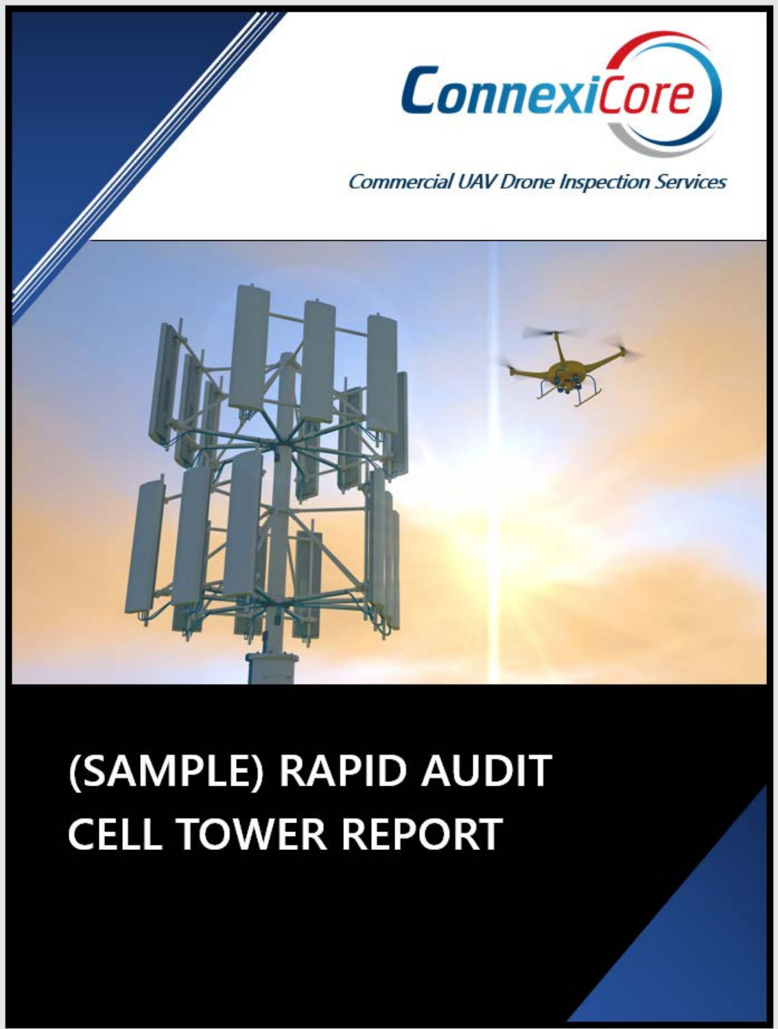ConnexiCore

Commercial UAV Drone Inspection Services

# (SAMPLE) RAPID AUDIT CELL TOWER REPORT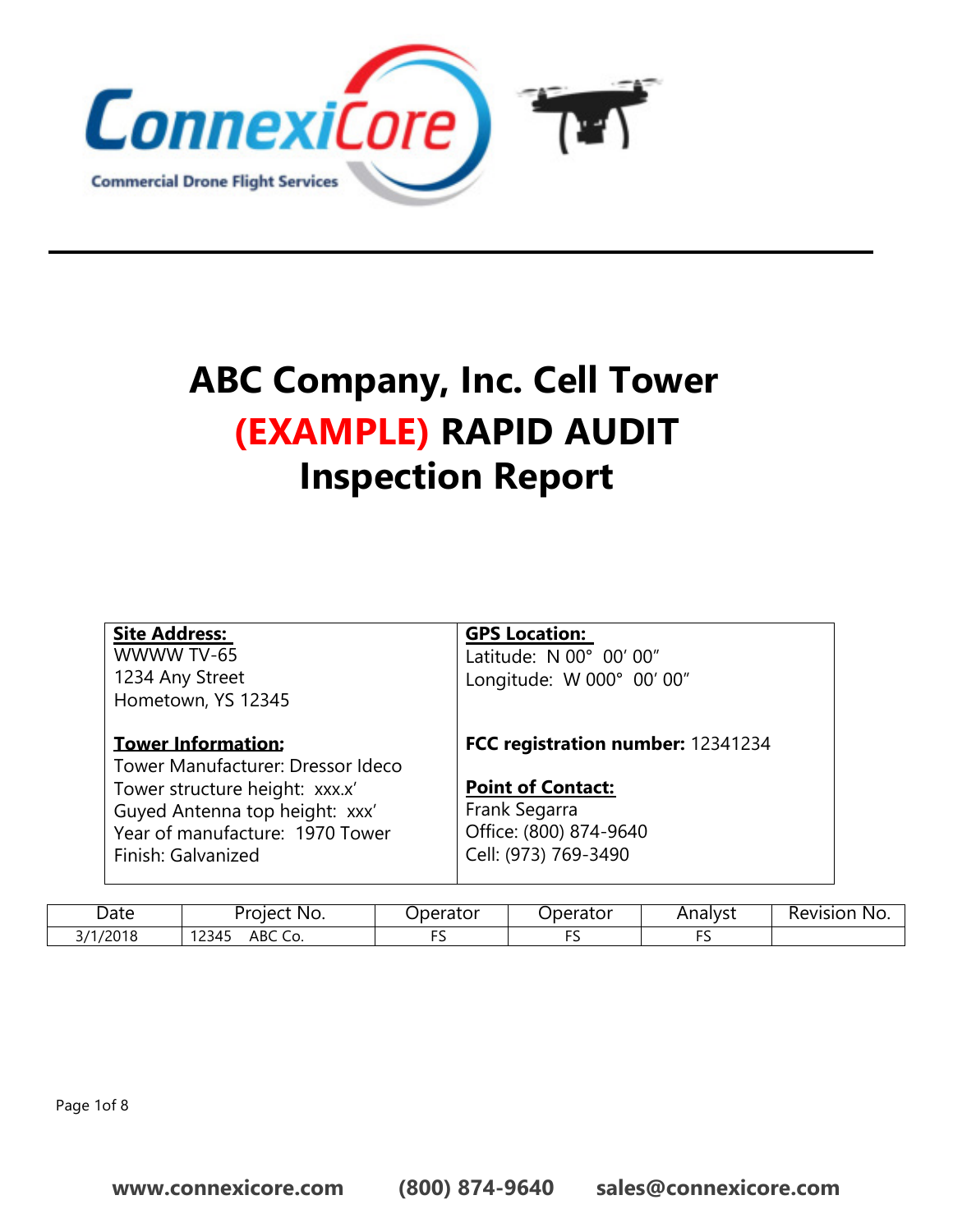ConnexiCore

Commercial Drone Flight Services

# ABC Company, Inc. Cell Tower
# (EXAMPLE) RAPID AUDIT
# Inspection Report

| **Site Address:** | **GPS Location:** |
|---|---|
| WWWW TV-65<br>1234 Any Street<br>Hometown, YS 12345 | Latitude: N 00° 00′ 00″<br>Longitude: W 000° 00′ 00″ |
| **Tower Information:**<br>Tower Manufacturer: Dressor Ideco<br>Tower structure height: xxx.x′<br>Guyed Antenna top height: xxx′<br>Year of manufacture: 1970 Tower<br>Finish: Galvanized | **FCC registration number:** 12341234<br><br>**Point of Contact:**<br>Frank Segarra<br>Office: (800) 874-9640<br>Cell: (973) 769-3490 |

| Date | Project No. | Operator | Operator | Analyst | Revision No. |
|---|---|---|---|---|---|
| 3/1/2018 | 12345 ABC Co. | FS | FS | FS | |

**www.connexicore.com** **(800) 874-9640** **sales@connexicore.com**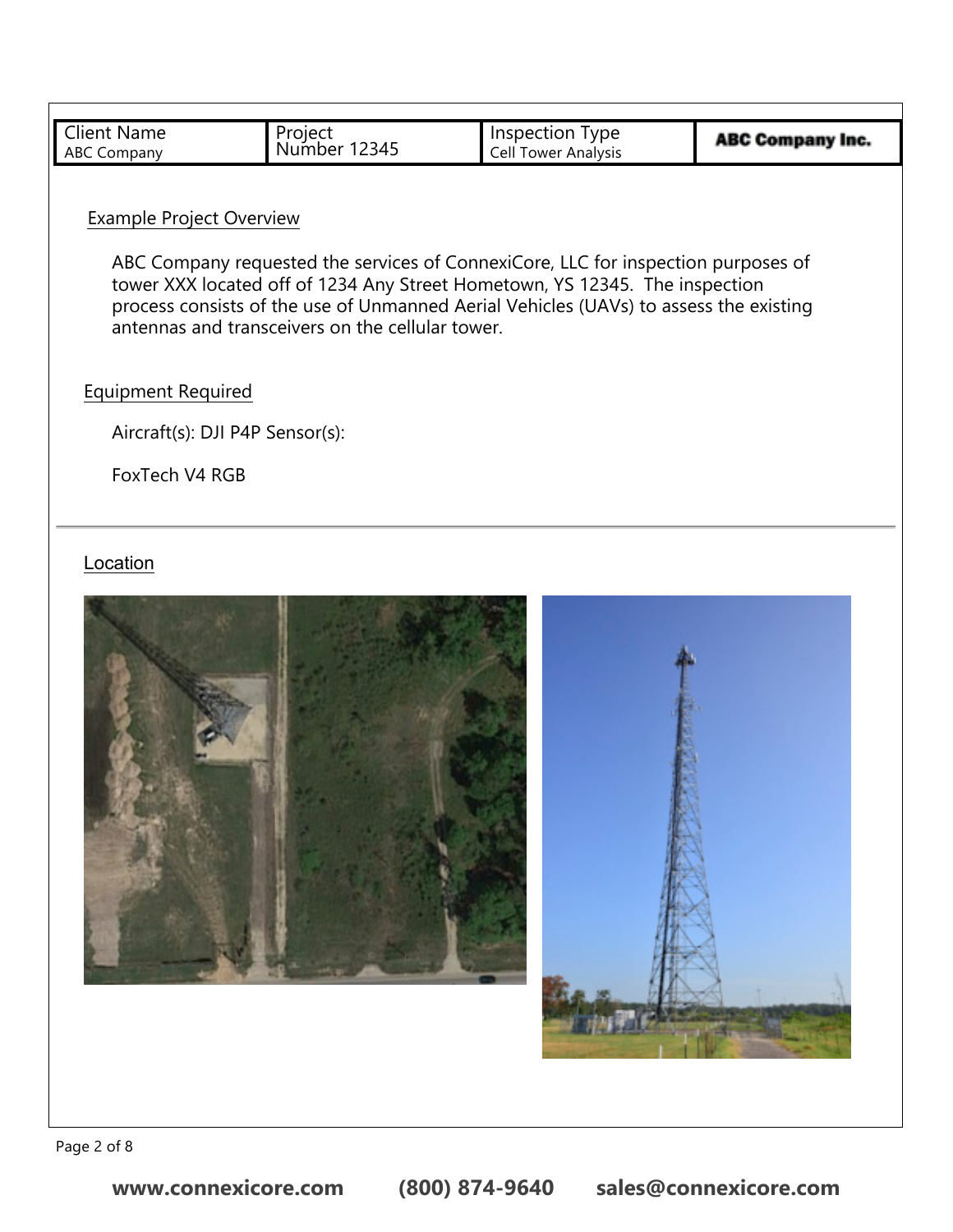| Client Name ABC Company | Project Number 12345 | Inspection Type Cell Tower Analysis | **ABC Company Inc.** |
|---|---|---|---|

## Example Project Overview

ABC Company requested the services of ConnexiCore, LLC for inspection purposes of tower XXX located off of 1234 Any Street Hometown, YS 12345. The inspection process consists of the use of Unmanned Aerial Vehicles (UAVs) to assess the existing antennas and transceivers on the cellular tower.

## Equipment Required

Aircraft(s): DJI P4P Sensor(s):

FoxTech V4 RGB

---

## Location

**www.connexicore.com (800) 874-9640 sales@connexicore.com**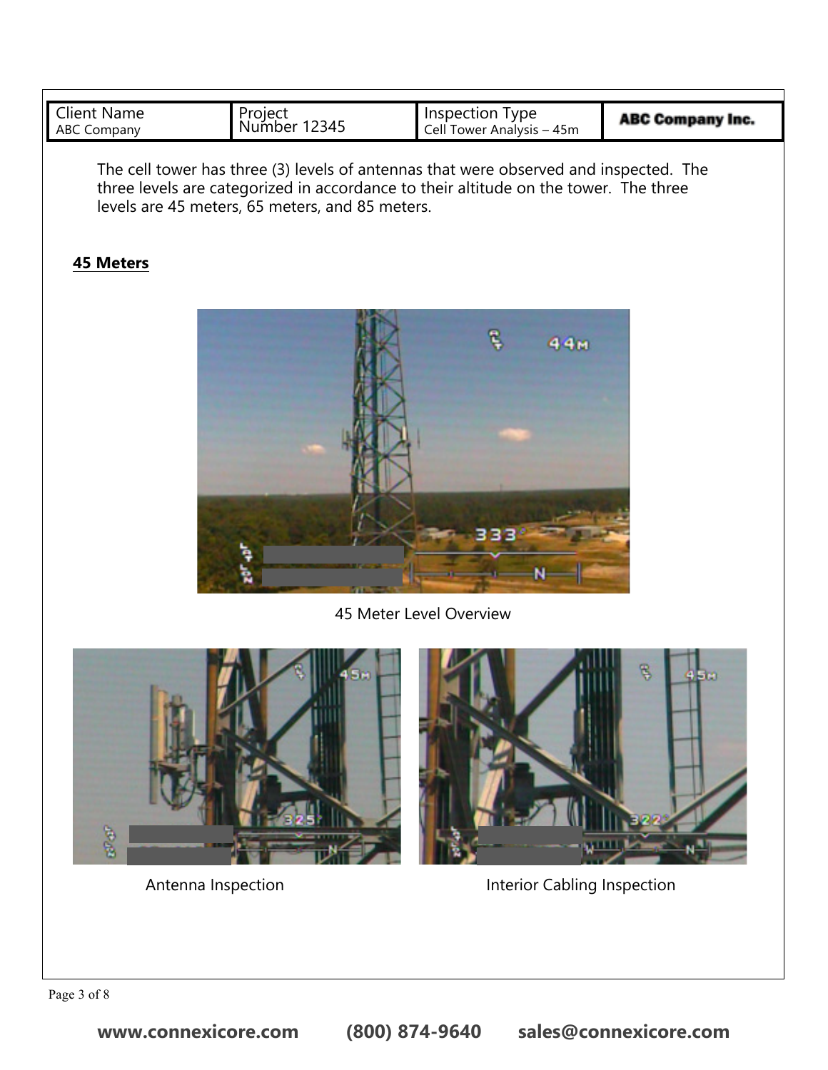| Client Name ABC Company | Project Number 12345 | Inspection Type Cell Tower Analysis – 45m | ABC Company Inc. |
| --- | --- | --- | --- |

The cell tower has three (3) levels of antennas that were observed and inspected. The three levels are categorized in accordance to their altitude on the tower. The three levels are 45 meters, 65 meters, and 85 meters.

## 45 Meters

45 Meter Level Overview

Antenna Inspection

Interior Cabling Inspection

**www.connexicore.com (800) 874-9640 sales@connexicore.com**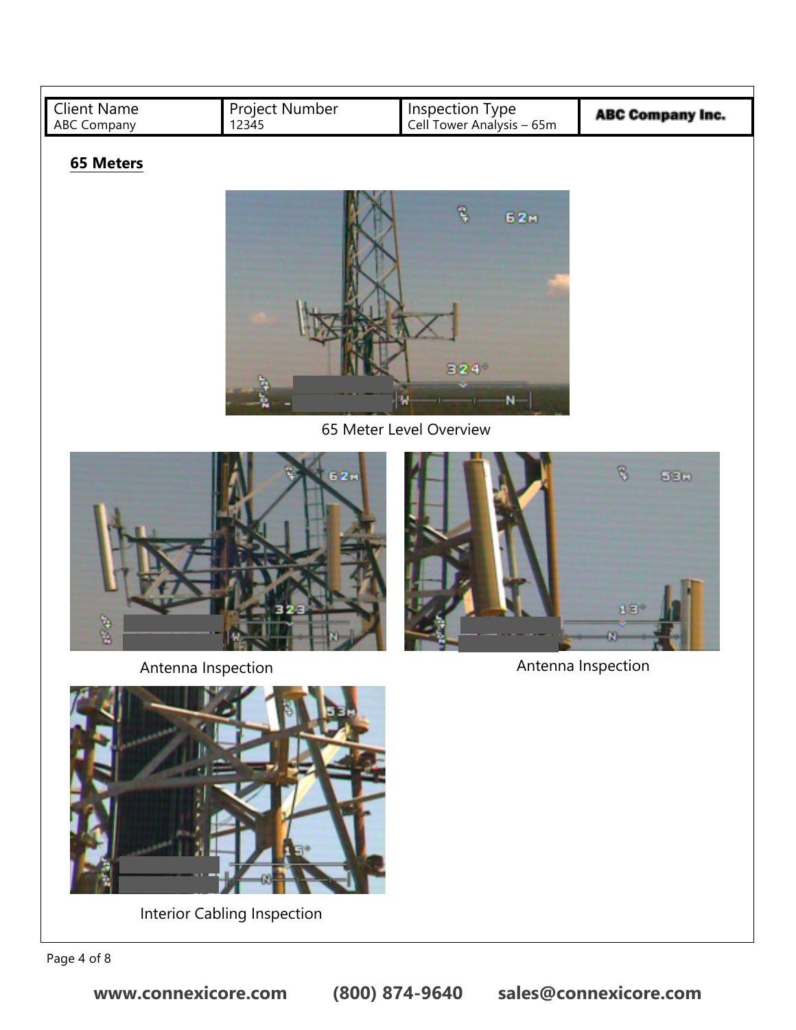| Client Name | Project Number | Inspection Type | ABC Company Inc. |
| --- | --- | --- | --- |
| ABC Company | 12345 | Cell Tower Analysis – 65m | |

**65 Meters**

65 Meter Level Overview

Antenna Inspection

Antenna Inspection

Interior Cabling Inspection

**www.connexicore.com (800) 874-9640 sales@connexicore.com**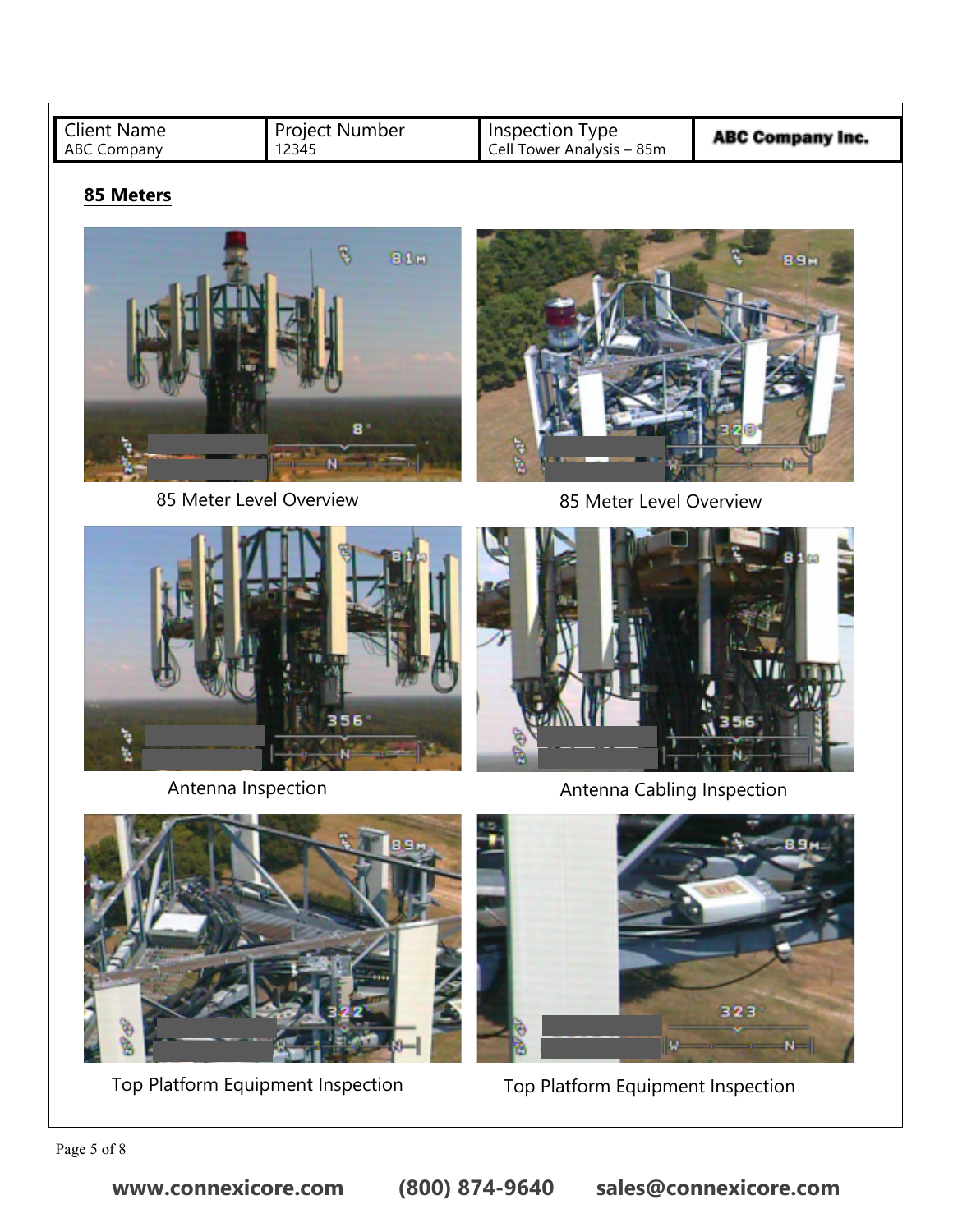| Client Name | Project Number | Inspection Type | ABC Company Inc. |
| --- | --- | --- | --- |
| ABC Company | 12345 | Cell Tower Analysis – 85m | |

## 85 Meters

85 Meter Level Overview

85 Meter Level Overview

Antenna Inspection

Antenna Cabling Inspection

Top Platform Equipment Inspection

Top Platform Equipment Inspection

**www.connexicore.com (800) 874-9640 sales@connexicore.com**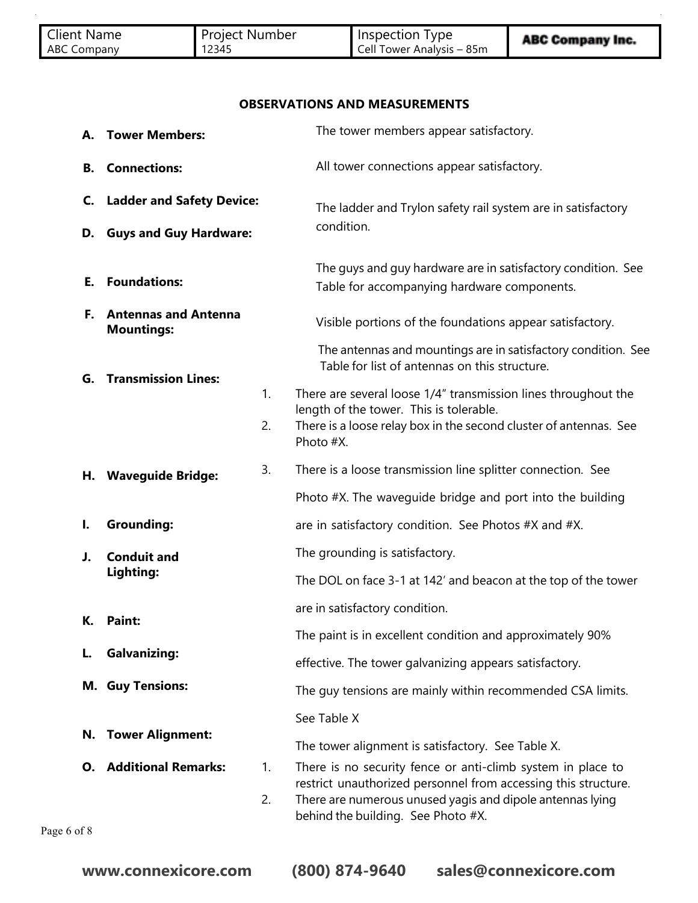## OBSERVATIONS AND MEASUREMENTS

**A. Tower Members:** The tower members appear satisfactory.

**B. Connections:** All tower connections appear satisfactory.

**C. Ladder and Safety Device:** The ladder and Trylon safety rail system are in satisfactory condition.

**D. Guys and Guy Hardware:** The guys and guy hardware are in satisfactory condition. See Table for accompanying hardware components.

**E. Foundations:** Visible portions of the foundations appear satisfactory.

**F. Antennas and Antenna Mountings:** The antennas and mountings are in satisfactory condition. See Table for list of antennas on this structure.

**G. Transmission Lines:**

1. There are several loose 1/4″ transmission lines throughout the length of the tower. This is tolerable.
2. There is a loose relay box in the second cluster of antennas. See Photo #X.
3. There is a loose transmission line splitter connection. See Photo #X.

**H. Waveguide Bridge:** The waveguide bridge and port into the building are in satisfactory condition. See Photos #X and #X.

**I. Grounding:** The grounding is satisfactory.

**J. Conduit and Lighting:** The DOL on face 3-1 at 142′ and beacon at the top of the tower are in satisfactory condition.

**K. Paint:** The paint is in excellent condition and approximately 90% effective.

**L. Galvanizing:** The tower galvanizing appears satisfactory.

**M. Guy Tensions:** The guy tensions are mainly within recommended CSA limits. See Table X

**N. Tower Alignment:** The tower alignment is satisfactory. See Table X.

**O. Additional Remarks:**

1. There is no security fence or anti-climb system in place to restrict unauthorized personnel from accessing this structure.
2. There are numerous unused yagis and dipole antennas lying behind the building. See Photo #X.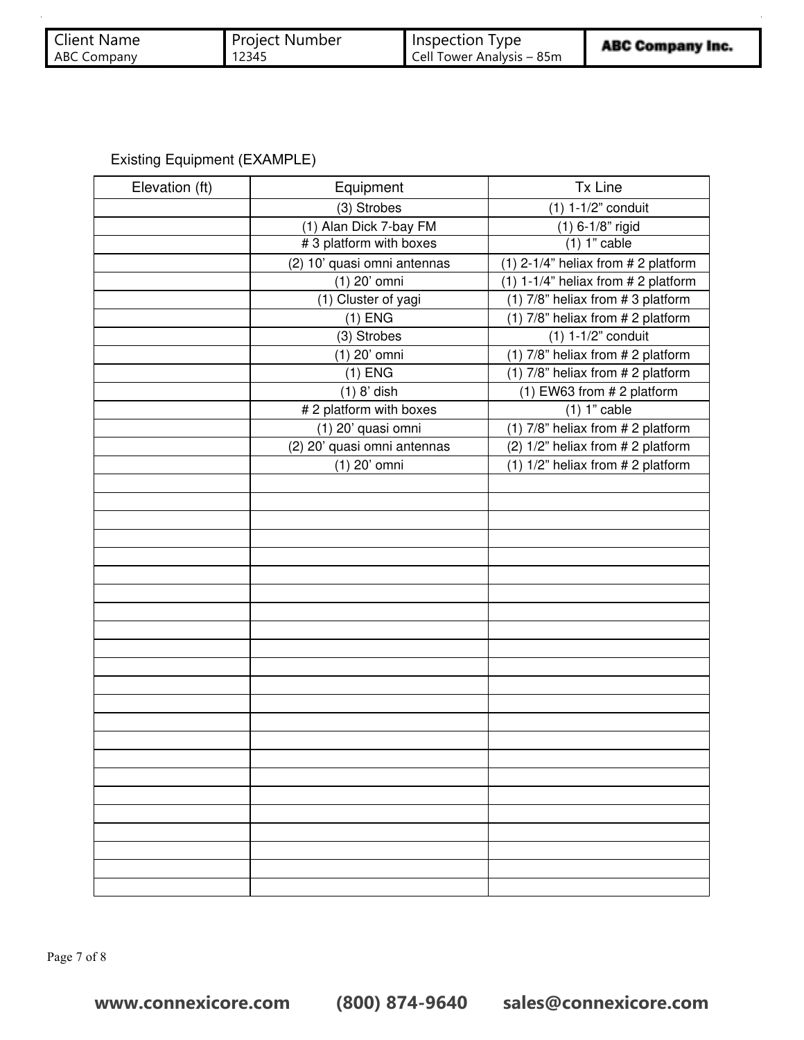Existing Equipment (EXAMPLE)

| Elevation (ft) | Equipment | Tx Line |
| --- | --- | --- |
| | (3) Strobes | (1) 1-1/2” conduit |
| | (1) Alan Dick 7-bay FM | (1) 6-1/8” rigid |
| | # 3 platform with boxes | (1) 1” cable |
| | (2) 10’ quasi omni antennas | (1) 2-1/4” heliax from # 2 platform |
| | (1) 20’ omni | (1) 1-1/4” heliax from # 2 platform |
| | (1) Cluster of yagi | (1) 7/8” heliax from # 3 platform |
| | (1) ENG | (1) 7/8” heliax from # 2 platform |
| | (3) Strobes | (1) 1-1/2” conduit |
| | (1) 20’ omni | (1) 7/8” heliax from # 2 platform |
| | (1) ENG | (1) 7/8” heliax from # 2 platform |
| | (1) 8’ dish | (1) EW63 from # 2 platform |
| | # 2 platform with boxes | (1) 1” cable |
| | (1) 20’ quasi omni | (1) 7/8” heliax from # 2 platform |
| | (2) 20’ quasi omni antennas | (2) 1/2” heliax from # 2 platform |
| | (1) 20’ omni | (1) 1/2” heliax from # 2 platform |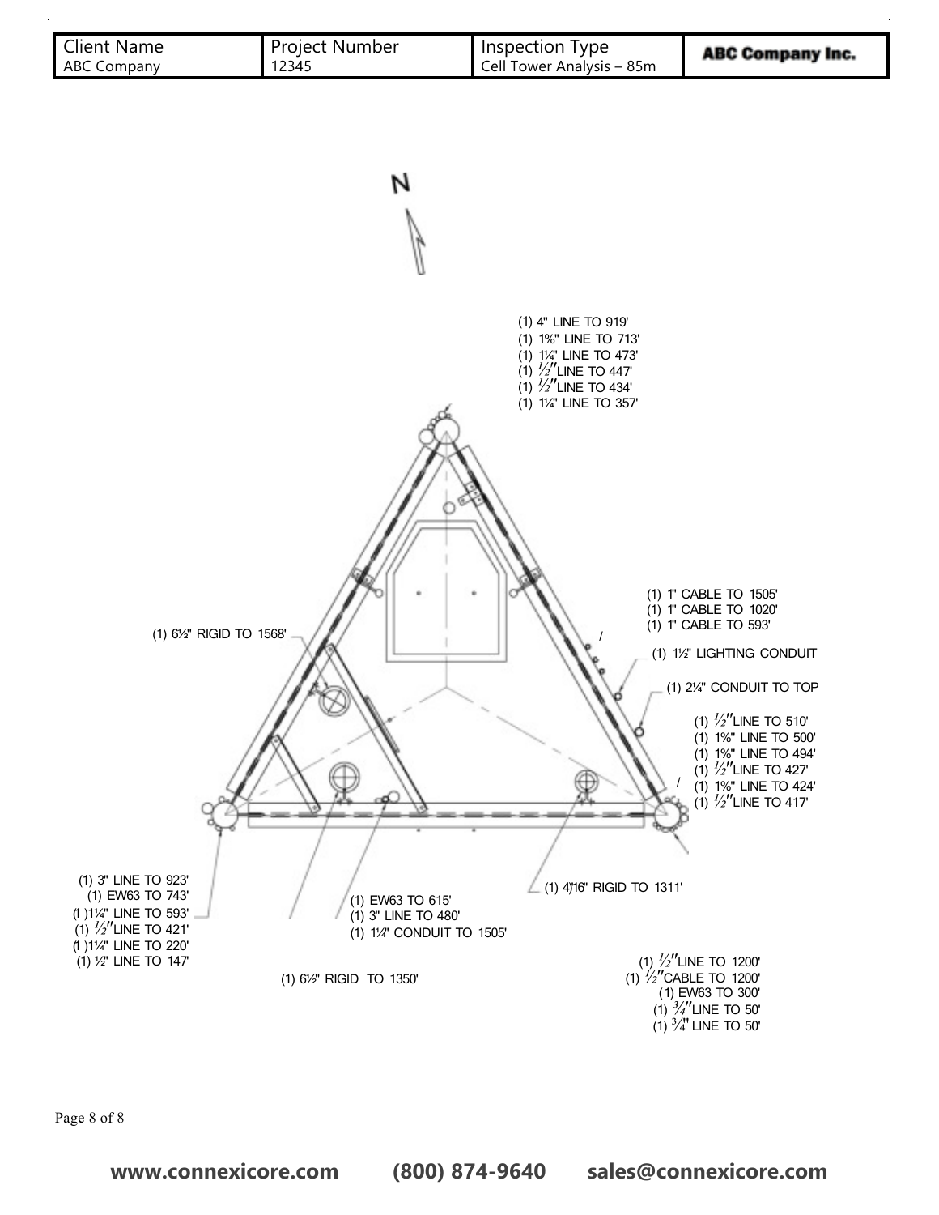| Client Name | Project Number | Inspection Type | ABC Company Inc. |
| --- | --- | --- | --- |
| ABC Company | 12345 | Cell Tower Analysis – 85m | |

N

(1) 4" LINE TO 919'
(1) 1⅝" LINE TO 713'
(1) 1¼" LINE TO 473'
(1) ½" LINE TO 447'
(1) ½" LINE TO 434'
(1) 1¼" LINE TO 357'

(1) 1" CABLE TO 1505'
(1) 1" CABLE TO 1020'
(1) 1" CABLE TO 593'

(1) 6½" RIGID TO 1568'

(1) 1½" LIGHTING CONDUIT

(1) 2¼" CONDUIT TO TOP

(1) ½" LINE TO 510'
(1) 1⅝" LINE TO 500'
(1) 1⅝" LINE TO 494'
(1) ½" LINE TO 427'
(1) 1⅝" LINE TO 424'
(1) ½" LINE TO 417'

(1) 3" LINE TO 923'
(1) EW63 TO 743'
(1) 1¼" LINE TO 593'
(1) ½" LINE TO 421'
(1) 1¼" LINE TO 220'
(1) ½" LINE TO 147'

(1) EW63 TO 615'
(1) 3" LINE TO 480'
(1) 1¼" CONDUIT TO 1505'

(1) 4⁹⁄16" RIGID TO 1311'

(1) 6½" RIGID TO 1350'

(1) ½" LINE TO 1200'
(1) ½" CABLE TO 1200'
(1) EW63 TO 300'
(1) ¾" LINE TO 50'
(1) ¾" LINE TO 50'

www.connexicore.com (800) 874-9640 sales@connexicore.com